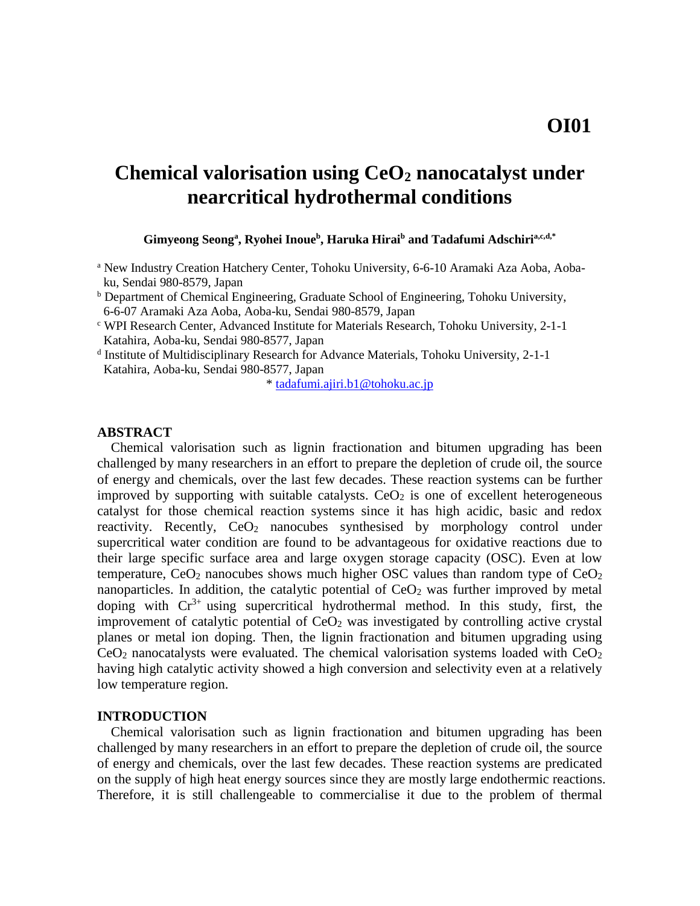OI01

# Chemical valorisation using $CeO_2$ nanocatalyst under nearcritical hydrothermal conditions

**Gimyeong Seong[a], Ryohei Inoue[b], Haruka Hirai[b] and Tadafumi Adschiri[a,c,d,*]**

[a] New Industry Creation Hatchery Center, Tohoku University, 6-6-10 Aramaki Aza Aoba, Aoba-ku, Sendai 980-8579, Japan

[b] Department of Chemical Engineering, Graduate School of Engineering, Tohoku University, 6-6-07 Aramaki Aza Aoba, Aoba-ku, Sendai 980-8579, Japan

[c] WPI Research Center, Advanced Institute for Materials Research, Tohoku University, 2-1-1 Katahira, Aoba-ku, Sendai 980-8577, Japan

[d] Institute of Multidisciplinary Research for Advance Materials, Tohoku University, 2-1-1 Katahira, Aoba-ku, Sendai 980-8577, Japan

\* tadafumi.ajiri.b1@tohoku.ac.jp

## ABSTRACT

Chemical valorisation such as lignin fractionation and bitumen upgrading has been challenged by many researchers in an effort to prepare the depletion of crude oil, the source of energy and chemicals, over the last few decades. These reaction systems can be further improved by supporting with suitable catalysts. $CeO_2$ is one of excellent heterogeneous catalyst for those chemical reaction systems since it has high acidic, basic and redox reactivity. Recently, $CeO_2$ nanocubes synthesised by morphology control under supercritical water condition are found to be advantageous for oxidative reactions due to their large specific surface area and large oxygen storage capacity (OSC). Even at low temperature, $CeO_2$ nanocubes shows much higher OSC values than random type of $CeO_2$ nanoparticles. In addition, the catalytic potential of $CeO_2$ was further improved by metal doping with $Cr^{3+}$ using supercritical hydrothermal method. In this study, first, the improvement of catalytic potential of $CeO_2$ was investigated by controlling active crystal planes or metal ion doping. Then, the lignin fractionation and bitumen upgrading using $CeO_2$ nanocatalysts were evaluated. The chemical valorisation systems loaded with $CeO_2$ having high catalytic activity showed a high conversion and selectivity even at a relatively low temperature region.

## INTRODUCTION

Chemical valorisation such as lignin fractionation and bitumen upgrading has been challenged by many researchers in an effort to prepare the depletion of crude oil, the source of energy and chemicals, over the last few decades. These reaction systems are predicated on the supply of high heat energy sources since they are mostly large endothermic reactions. Therefore, it is still challengeable to commercialise it due to the problem of thermal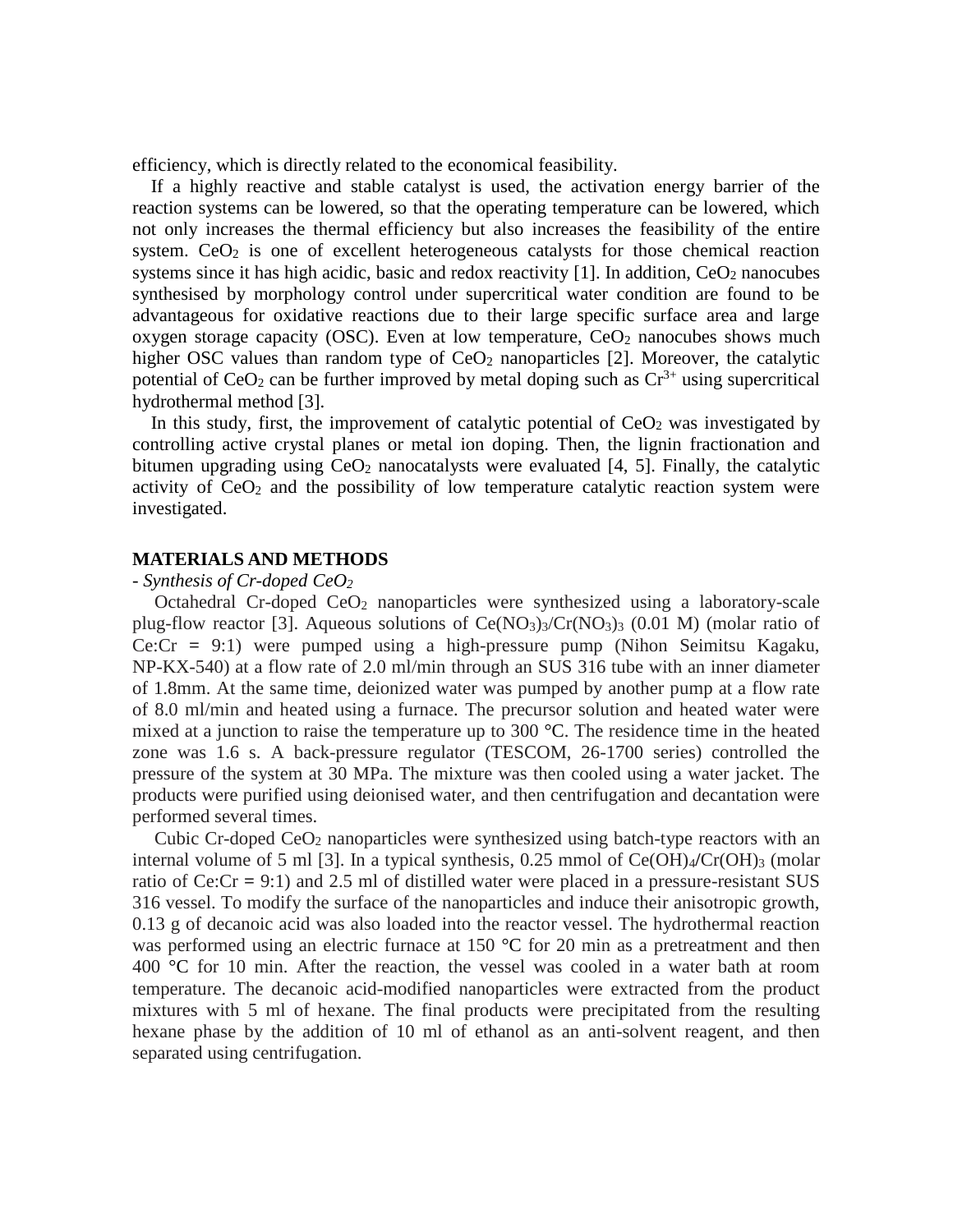efficiency, which is directly related to the economical feasibility.

If a highly reactive and stable catalyst is used, the activation energy barrier of the reaction systems can be lowered, so that the operating temperature can be lowered, which not only increases the thermal efficiency but also increases the feasibility of the entire system. $CeO_2$ is one of excellent heterogeneous catalysts for those chemical reaction systems since it has high acidic, basic and redox reactivity [1]. In addition, $CeO_2$ nanocubes synthesised by morphology control under supercritical water condition are found to be advantageous for oxidative reactions due to their large specific surface area and large oxygen storage capacity (OSC). Even at low temperature, $CeO_2$ nanocubes shows much higher OSC values than random type of $CeO_2$ nanoparticles [2]. Moreover, the catalytic potential of $CeO_2$ can be further improved by metal doping such as $Cr^{3+}$ using supercritical hydrothermal method [3].

In this study, first, the improvement of catalytic potential of $CeO_2$ was investigated by controlling active crystal planes or metal ion doping. Then, the lignin fractionation and bitumen upgrading using $CeO_2$ nanocatalysts were evaluated [4, 5]. Finally, the catalytic activity of $CeO_2$ and the possibility of low temperature catalytic reaction system were investigated.

## MATERIALS AND METHODS

*- Synthesis of Cr-doped $CeO_2$*

Octahedral Cr-doped $CeO_2$ nanoparticles were synthesized using a laboratory-scale plug-flow reactor [3]. Aqueous solutions of $Ce(NO_3)_3/Cr(NO_3)_3$ (0.01 M) (molar ratio of Ce:Cr = 9:1) were pumped using a high-pressure pump (Nihon Seimitsu Kagaku, NP-KX-540) at a flow rate of 2.0 ml/min through an SUS 316 tube with an inner diameter of 1.8mm. At the same time, deionized water was pumped by another pump at a flow rate of 8.0 ml/min and heated using a furnace. The precursor solution and heated water were mixed at a junction to raise the temperature up to 300 °C. The residence time in the heated zone was 1.6 s. A back-pressure regulator (TESCOM, 26-1700 series) controlled the pressure of the system at 30 MPa. The mixture was then cooled using a water jacket. The products were purified using deionised water, and then centrifugation and decantation were performed several times.

Cubic Cr-doped $CeO_2$ nanoparticles were synthesized using batch-type reactors with an internal volume of 5 ml [3]. In a typical synthesis, 0.25 mmol of $Ce(OH)_4/Cr(OH)_3$ (molar ratio of Ce:Cr = 9:1) and 2.5 ml of distilled water were placed in a pressure-resistant SUS 316 vessel. To modify the surface of the nanoparticles and induce their anisotropic growth, 0.13 g of decanoic acid was also loaded into the reactor vessel. The hydrothermal reaction was performed using an electric furnace at 150 °C for 20 min as a pretreatment and then 400 °C for 10 min. After the reaction, the vessel was cooled in a water bath at room temperature. The decanoic acid-modified nanoparticles were extracted from the product mixtures with 5 ml of hexane. The final products were precipitated from the resulting hexane phase by the addition of 10 ml of ethanol as an anti-solvent reagent, and then separated using centrifugation.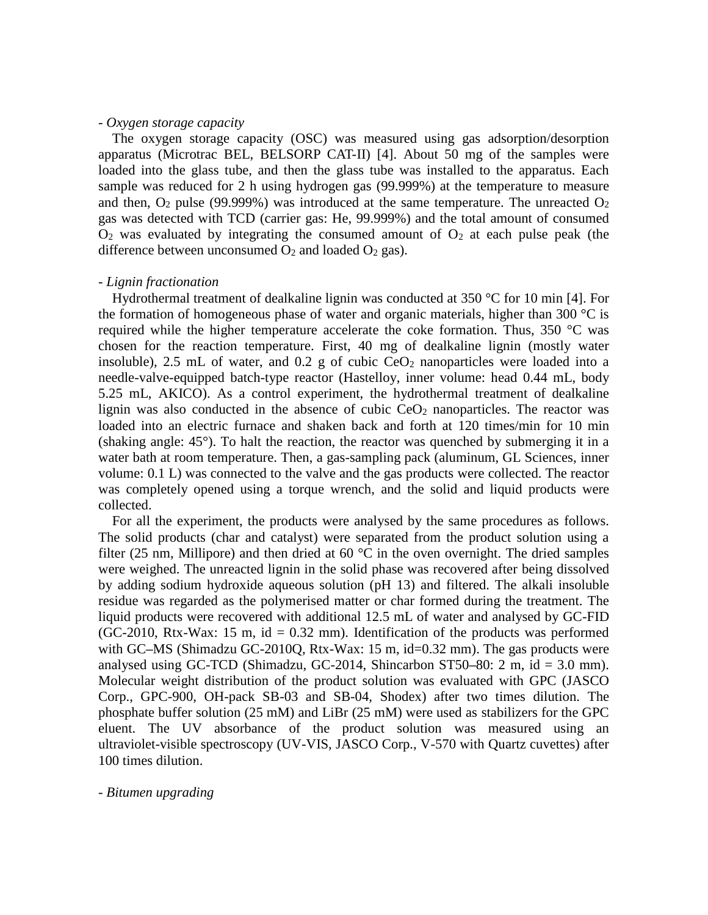- *Oxygen storage capacity*

The oxygen storage capacity (OSC) was measured using gas adsorption/desorption apparatus (Microtrac BEL, BELSORP CAT-II) [4]. About 50 mg of the samples were loaded into the glass tube, and then the glass tube was installed to the apparatus. Each sample was reduced for 2 h using hydrogen gas (99.999%) at the temperature to measure and then, $O_2$ pulse (99.999%) was introduced at the same temperature. The unreacted $O_2$ gas was detected with TCD (carrier gas: He, 99.999%) and the total amount of consumed $O_2$ was evaluated by integrating the consumed amount of $O_2$ at each pulse peak (the difference between unconsumed $O_2$ and loaded $O_2$ gas).

- *Lignin fractionation*

Hydrothermal treatment of dealkaline lignin was conducted at 350 °C for 10 min [4]. For the formation of homogeneous phase of water and organic materials, higher than 300 °C is required while the higher temperature accelerate the coke formation. Thus, 350 °C was chosen for the reaction temperature. First, 40 mg of dealkaline lignin (mostly water insoluble), 2.5 mL of water, and 0.2 g of cubic $CeO_2$ nanoparticles were loaded into a needle-valve-equipped batch-type reactor (Hastelloy, inner volume: head 0.44 mL, body 5.25 mL, AKICO). As a control experiment, the hydrothermal treatment of dealkaline lignin was also conducted in the absence of cubic $CeO_2$ nanoparticles. The reactor was loaded into an electric furnace and shaken back and forth at 120 times/min for 10 min (shaking angle: 45°). To halt the reaction, the reactor was quenched by submerging it in a water bath at room temperature. Then, a gas-sampling pack (aluminum, GL Sciences, inner volume: 0.1 L) was connected to the valve and the gas products were collected. The reactor was completely opened using a torque wrench, and the solid and liquid products were collected.

For all the experiment, the products were analysed by the same procedures as follows. The solid products (char and catalyst) were separated from the product solution using a filter (25 nm, Millipore) and then dried at 60 °C in the oven overnight. The dried samples were weighed. The unreacted lignin in the solid phase was recovered after being dissolved by adding sodium hydroxide aqueous solution (pH 13) and filtered. The alkali insoluble residue was regarded as the polymerised matter or char formed during the treatment. The liquid products were recovered with additional 12.5 mL of water and analysed by GC-FID (GC-2010, Rtx-Wax: 15 m, id = 0.32 mm). Identification of the products was performed with GC–MS (Shimadzu GC-2010Q, Rtx-Wax: 15 m, id=0.32 mm). The gas products were analysed using GC-TCD (Shimadzu, GC-2014, Shincarbon ST50–80: 2 m, id = 3.0 mm). Molecular weight distribution of the product solution was evaluated with GPC (JASCO Corp., GPC-900, OH-pack SB-03 and SB-04, Shodex) after two times dilution. The phosphate buffer solution (25 mM) and LiBr (25 mM) were used as stabilizers for the GPC eluent. The UV absorbance of the product solution was measured using an ultraviolet-visible spectroscopy (UV-VIS, JASCO Corp., V-570 with Quartz cuvettes) after 100 times dilution.

- *Bitumen upgrading*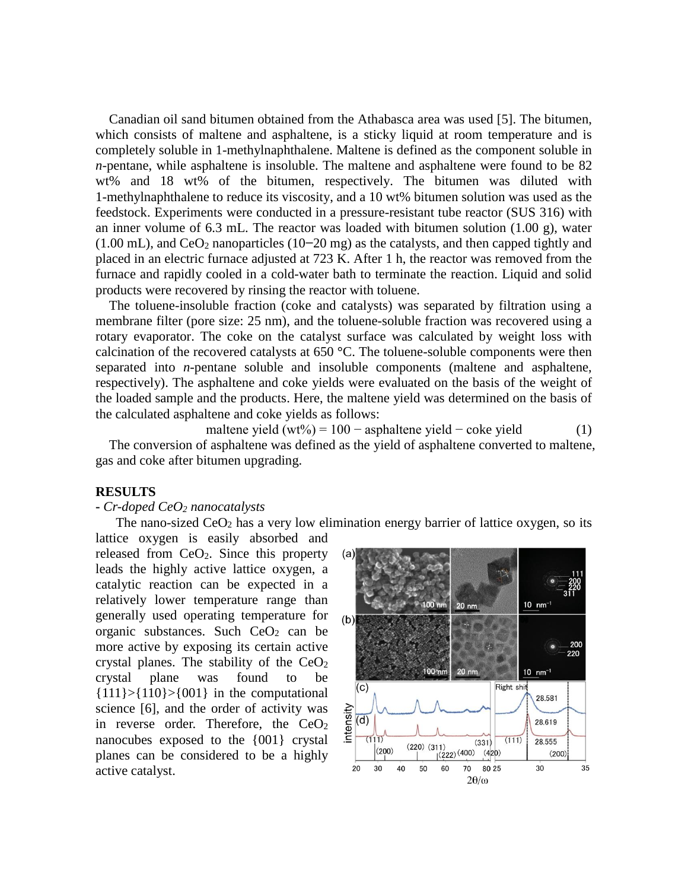Canadian oil sand bitumen obtained from the Athabasca area was used [5]. The bitumen, which consists of maltene and asphaltene, is a sticky liquid at room temperature and is completely soluble in 1-methylnaphthalene. Maltene is defined as the component soluble in *n*-pentane, while asphaltene is insoluble. The maltene and asphaltene were found to be 82 wt% and 18 wt% of the bitumen, respectively. The bitumen was diluted with 1-methylnaphthalene to reduce its viscosity, and a 10 wt% bitumen solution was used as the feedstock. Experiments were conducted in a pressure-resistant tube reactor (SUS 316) with an inner volume of 6.3 mL. The reactor was loaded with bitumen solution (1.00 g), water (1.00 mL), and $CeO_2$ nanoparticles (10−20 mg) as the catalysts, and then capped tightly and placed in an electric furnace adjusted at 723 K. After 1 h, the reactor was removed from the furnace and rapidly cooled in a cold-water bath to terminate the reaction. Liquid and solid products were recovered by rinsing the reactor with toluene.

The toluene-insoluble fraction (coke and catalysts) was separated by filtration using a membrane filter (pore size: 25 nm), and the toluene-soluble fraction was recovered using a rotary evaporator. The coke on the catalyst surface was calculated by weight loss with calcination of the recovered catalysts at 650 °C. The toluene-soluble components were then separated into *n*-pentane soluble and insoluble components (maltene and asphaltene, respectively). The asphaltene and coke yields were evaluated on the basis of the weight of the loaded sample and the products. Here, the maltene yield was determined on the basis of the calculated asphaltene and coke yields as follows:

$$\text{maltene yield (wt\%)} = 100 - \text{asphaltene yield} - \text{coke yield} \quad (1)$$

The conversion of asphaltene was defined as the yield of asphaltene converted to maltene, gas and coke after bitumen upgrading.

## RESULTS

### - *Cr-doped $CeO_2$ nanocatalysts*

The nano-sized $CeO_2$ has a very low elimination energy barrier of lattice oxygen, so its lattice oxygen is easily absorbed and released from $CeO_2$. Since this property leads the highly active lattice oxygen, a catalytic reaction can be expected in a relatively lower temperature range than generally used operating temperature for organic substances. Such $CeO_2$ can be more active by exposing its certain active crystal planes. The stability of the $CeO_2$ crystal plane was found to be {111}>{110}>{001} in the computational science [6], and the order of activity was in reverse order. Therefore, the $CeO_2$ nanocubes exposed to the {001} crystal planes can be considered to be a highly active catalyst.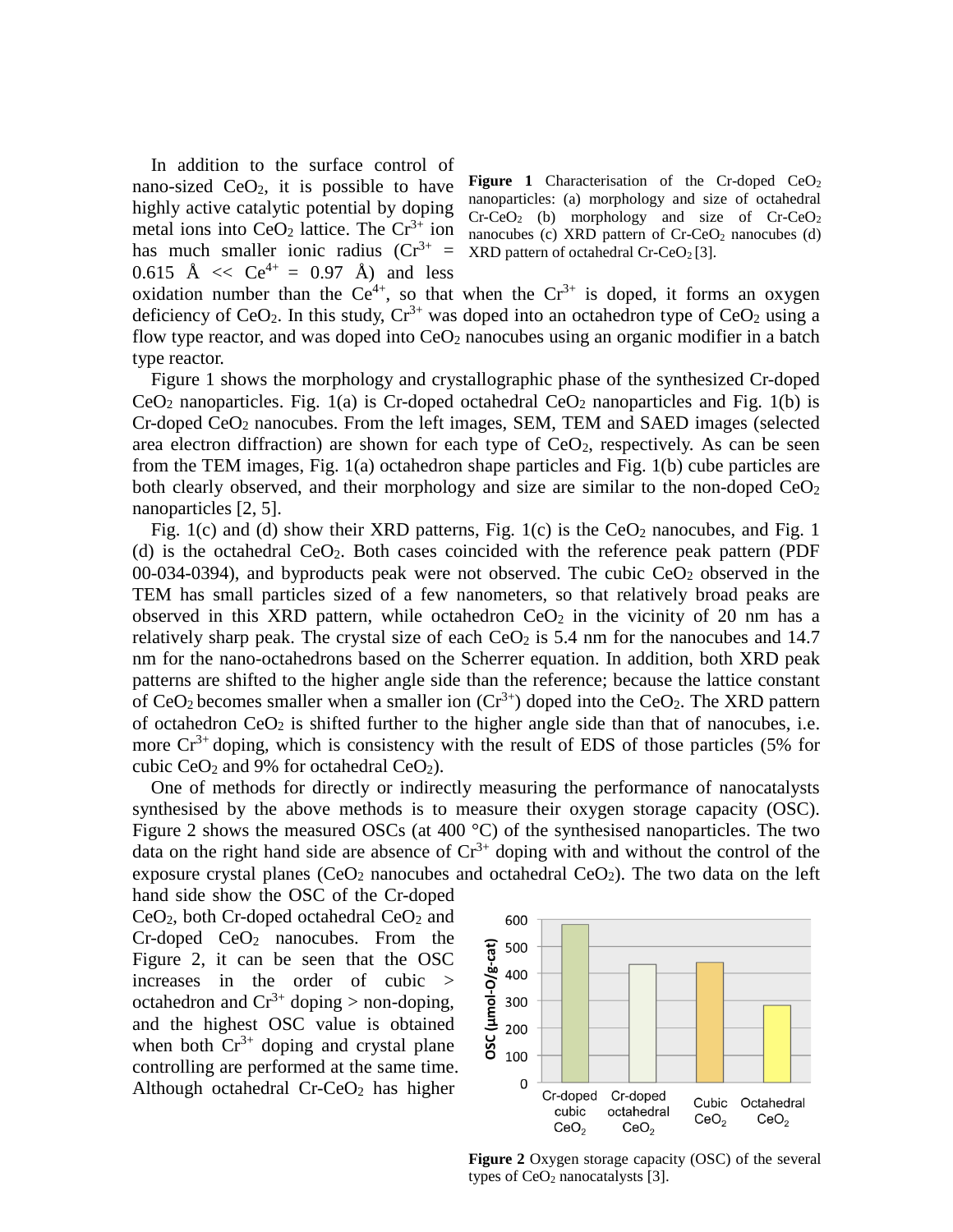In addition to the surface control of nano-sized $CeO_2$, it is possible to have highly active catalytic potential by doping metal ions into $CeO_2$ lattice. The $Cr^{3+}$ ion has much smaller ionic radius ($Cr^{3+}$ = 0.615 Å << $Ce^{4+}$ = 0.97 Å) and less oxidation number than the $Ce^{4+}$, so that when the $Cr^{3+}$ is doped, it forms an oxygen deficiency of $CeO_2$. In this study, $Cr^{3+}$ was doped into an octahedron type of $CeO_2$ using a flow type reactor, and was doped into $CeO_2$ nanocubes using an organic modifier in a batch type reactor.

**Figure 1** Characterisation of the Cr-doped $CeO_2$ nanoparticles: (a) morphology and size of octahedral Cr-$CeO_2$ (b) morphology and size of Cr-$CeO_2$ nanocubes (c) XRD pattern of Cr-$CeO_2$ nanocubes (d) XRD pattern of octahedral Cr-$CeO_2$ [3].

Figure 1 shows the morphology and crystallographic phase of the synthesized Cr-doped $CeO_2$ nanoparticles. Fig. 1(a) is Cr-doped octahedral $CeO_2$ nanoparticles and Fig. 1(b) is Cr-doped $CeO_2$ nanocubes. From the left images, SEM, TEM and SAED images (selected area electron diffraction) are shown for each type of $CeO_2$, respectively. As can be seen from the TEM images, Fig. 1(a) octahedron shape particles and Fig. 1(b) cube particles are both clearly observed, and their morphology and size are similar to the non-doped $CeO_2$ nanoparticles [2, 5].

Fig. 1(c) and (d) show their XRD patterns, Fig. 1(c) is the $CeO_2$ nanocubes, and Fig. 1 (d) is the octahedral $CeO_2$. Both cases coincided with the reference peak pattern (PDF 00-034-0394), and byproducts peak were not observed. The cubic $CeO_2$ observed in the TEM has small particles sized of a few nanometers, so that relatively broad peaks are observed in this XRD pattern, while octahedron $CeO_2$ in the vicinity of 20 nm has a relatively sharp peak. The crystal size of each $CeO_2$ is 5.4 nm for the nanocubes and 14.7 nm for the nano-octahedrons based on the Scherrer equation. In addition, both XRD peak patterns are shifted to the higher angle side than the reference; because the lattice constant of $CeO_2$ becomes smaller when a smaller ion ($Cr^{3+}$) doped into the $CeO_2$. The XRD pattern of octahedron $CeO_2$ is shifted further to the higher angle side than that of nanocubes, i.e. more $Cr^{3+}$ doping, which is consistency with the result of EDS of those particles (5% for cubic $CeO_2$ and 9% for octahedral $CeO_2$).

One of methods for directly or indirectly measuring the performance of nanocatalysts synthesised by the above methods is to measure their oxygen storage capacity (OSC). Figure 2 shows the measured OSCs (at 400 °C) of the synthesised nanoparticles. The two data on the right hand side are absence of $Cr^{3+}$ doping with and without the control of the exposure crystal planes ($CeO_2$ nanocubes and octahedral $CeO_2$). The two data on the left hand side show the OSC of the Cr-doped $CeO_2$, both Cr-doped octahedral $CeO_2$ and Cr-doped $CeO_2$ nanocubes. From the Figure 2, it can be seen that the OSC increases in the order of cubic > octahedron and $Cr^{3+}$ doping > non-doping, and the highest OSC value is obtained when both $Cr^{3+}$ doping and crystal plane controlling are performed at the same time. Although octahedral Cr-$CeO_2$ has higher

**Figure 2** Oxygen storage capacity (OSC) of the several types of $CeO_2$ nanocatalysts [3].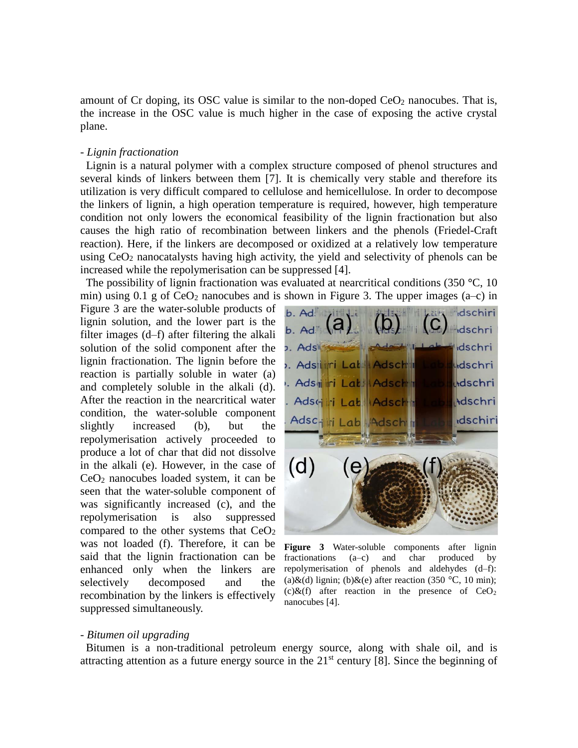amount of Cr doping, its OSC value is similar to the non-doped $CeO_2$ nanocubes. That is, the increase in the OSC value is much higher in the case of exposing the active crystal plane.

- *Lignin fractionation*

Lignin is a natural polymer with a complex structure composed of phenol structures and several kinds of linkers between them [7]. It is chemically very stable and therefore its utilization is very difficult compared to cellulose and hemicellulose. In order to decompose the linkers of lignin, a high operation temperature is required, however, high temperature condition not only lowers the economical feasibility of the lignin fractionation but also causes the high ratio of recombination between linkers and the phenols (Friedel-Craft reaction). Here, if the linkers are decomposed or oxidized at a relatively low temperature using $CeO_2$ nanocatalysts having high activity, the yield and selectivity of phenols can be increased while the repolymerisation can be suppressed [4].

The possibility of lignin fractionation was evaluated at nearcritical conditions (350 °C, 10 min) using 0.1 g of $CeO_2$ nanocubes and is shown in Figure 3. The upper images (a–c) in Figure 3 are the water-soluble products of lignin solution, and the lower part is the filter images (d–f) after filtering the alkali solution of the solid component after the lignin fractionation. The lignin before the reaction is partially soluble in water (a) and completely soluble in the alkali (d). After the reaction in the nearcritical water condition, the water-soluble component slightly increased (b), but the repolymerisation actively proceeded to produce a lot of char that did not dissolve in the alkali (e). However, in the case of $CeO_2$ nanocubes loaded system, it can be seen that the water-soluble component of was significantly increased (c), and the repolymerisation is also suppressed compared to the other systems that $CeO_2$ was not loaded (f). Therefore, it can be said that the lignin fractionation can be enhanced only when the linkers are selectively decomposed and the recombination by the linkers is effectively suppressed simultaneously.

**Figure 3** Water-soluble components after lignin fractionations (a–c) and char produced by repolymerisation of phenols and aldehydes (d–f): (a)&(d) lignin; (b)&(e) after reaction (350 °C, 10 min); (c)&(f) after reaction in the presence of $CeO_2$ nanocubes [4].

- *Bitumen oil upgrading*

Bitumen is a non-traditional petroleum energy source, along with shale oil, and is attracting attention as a future energy source in the 21st century [8]. Since the beginning of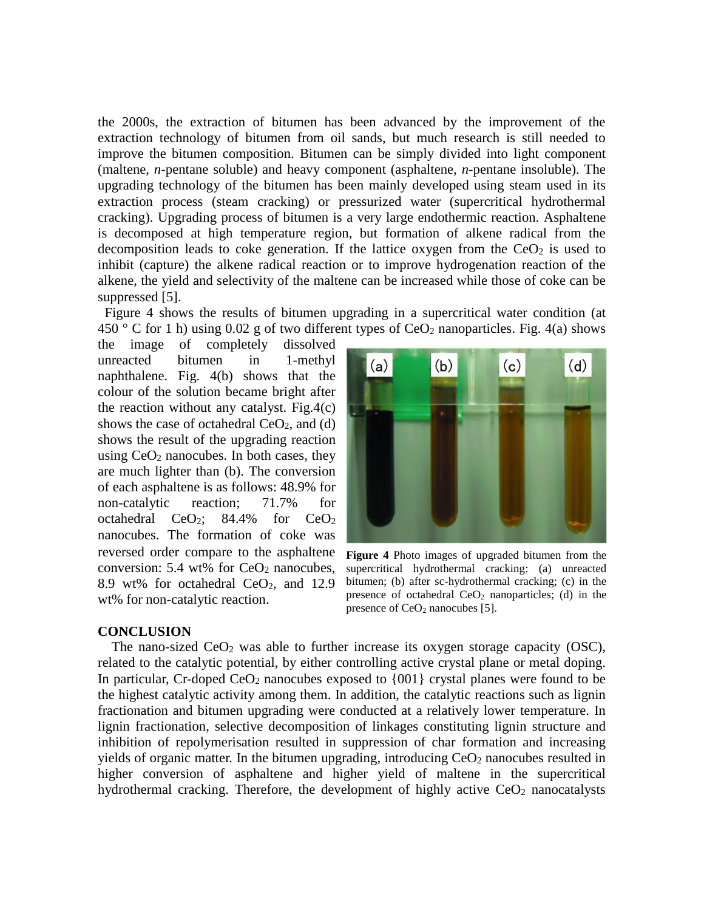the 2000s, the extraction of bitumen has been advanced by the improvement of the extraction technology of bitumen from oil sands, but much research is still needed to improve the bitumen composition. Bitumen can be simply divided into light component (maltene, *n*-pentane soluble) and heavy component (asphaltene, *n*-pentane insoluble). The upgrading technology of the bitumen has been mainly developed using steam used in its extraction process (steam cracking) or pressurized water (supercritical hydrothermal cracking). Upgrading process of bitumen is a very large endothermic reaction. Asphaltene is decomposed at high temperature region, but formation of alkene radical from the decomposition leads to coke generation. If the lattice oxygen from the $CeO_2$ is used to inhibit (capture) the alkene radical reaction or to improve hydrogenation reaction of the alkene, the yield and selectivity of the maltene can be increased while those of coke can be suppressed [5].

Figure 4 shows the results of bitumen upgrading in a supercritical water condition (at 450 ° C for 1 h) using 0.02 g of two different types of $CeO_2$ nanoparticles. Fig. 4(a) shows the image of completely dissolved unreacted bitumen in 1-methyl naphthalene. Fig. 4(b) shows that the colour of the solution became bright after the reaction without any catalyst. Fig.4(c) shows the case of octahedral $CeO_2$, and (d) shows the result of the upgrading reaction using $CeO_2$ nanocubes. In both cases, they are much lighter than (b). The conversion of each asphaltene is as follows: 48.9% for non-catalytic reaction; 71.7% for octahedral $CeO_2$; 84.4% for $CeO_2$ nanocubes. The formation of coke was reversed order compare to the asphaltene conversion: 5.4 wt% for $CeO_2$ nanocubes, 8.9 wt% for octahedral $CeO_2$, and 12.9 wt% for non-catalytic reaction.

**Figure 4** Photo images of upgraded bitumen from the supercritical hydrothermal cracking: (a) unreacted bitumen; (b) after sc-hydrothermal cracking; (c) in the presence of octahedral $CeO_2$ nanoparticles; (d) in the presence of $CeO_2$ nanocubes [5].

## CONCLUSION

The nano-sized $CeO_2$ was able to further increase its oxygen storage capacity (OSC), related to the catalytic potential, by either controlling active crystal plane or metal doping. In particular, Cr-doped $CeO_2$ nanocubes exposed to {001} crystal planes were found to be the highest catalytic activity among them. In addition, the catalytic reactions such as lignin fractionation and bitumen upgrading were conducted at a relatively lower temperature. In lignin fractionation, selective decomposition of linkages constituting lignin structure and inhibition of repolymerisation resulted in suppression of char formation and increasing yields of organic matter. In the bitumen upgrading, introducing $CeO_2$ nanocubes resulted in higher conversion of asphaltene and higher yield of maltene in the supercritical hydrothermal cracking. Therefore, the development of highly active $CeO_2$ nanocatalysts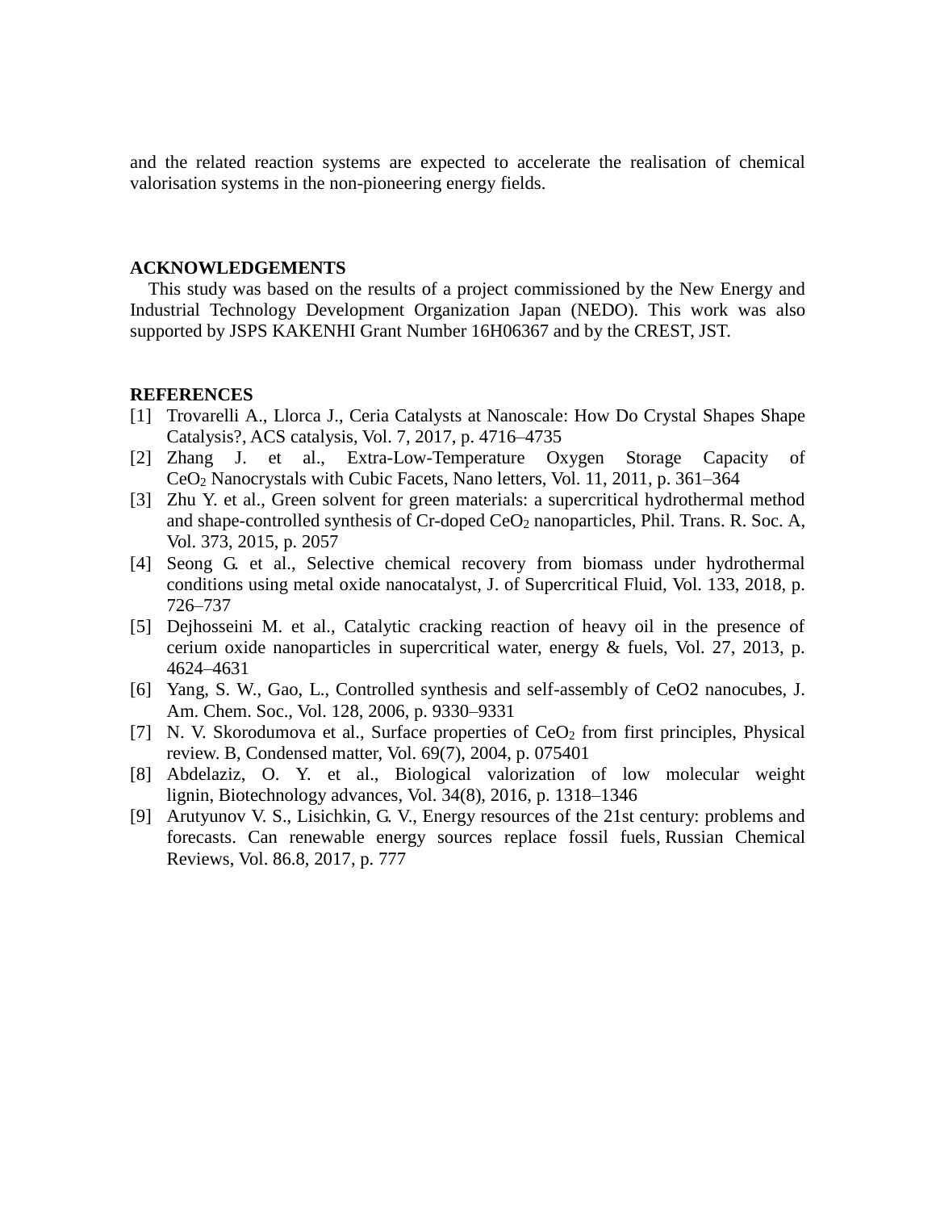and the related reaction systems are expected to accelerate the realisation of chemical valorisation systems in the non-pioneering energy fields.

## ACKNOWLEDGEMENTS

This study was based on the results of a project commissioned by the New Energy and Industrial Technology Development Organization Japan (NEDO). This work was also supported by JSPS KAKENHI Grant Number 16H06367 and by the CREST, JST.

## REFERENCES

[1] Trovarelli A., Llorca J., Ceria Catalysts at Nanoscale: How Do Crystal Shapes Shape Catalysis?, ACS catalysis, Vol. 7, 2017, p. 4716–4735

[2] Zhang J. et al., Extra-Low-Temperature Oxygen Storage Capacity of $CeO_2$ Nanocrystals with Cubic Facets, Nano letters, Vol. 11, 2011, p. 361–364

[3] Zhu Y. et al., Green solvent for green materials: a supercritical hydrothermal method and shape-controlled synthesis of Cr-doped $CeO_2$ nanoparticles, Phil. Trans. R. Soc. A, Vol. 373, 2015, p. 2057

[4] Seong G. et al., Selective chemical recovery from biomass under hydrothermal conditions using metal oxide nanocatalyst, J. of Supercritical Fluid, Vol. 133, 2018, p. 726–737

[5] Dejhosseini M. et al., Catalytic cracking reaction of heavy oil in the presence of cerium oxide nanoparticles in supercritical water, energy & fuels, Vol. 27, 2013, p. 4624–4631

[6] Yang, S. W., Gao, L., Controlled synthesis and self-assembly of CeO2 nanocubes, J. Am. Chem. Soc., Vol. 128, 2006, p. 9330–9331

[7] N. V. Skorodumova et al., Surface properties of $CeO_2$ from first principles, Physical review. B, Condensed matter, Vol. 69(7), 2004, p. 075401

[8] Abdelaziz, O. Y. et al., Biological valorization of low molecular weight lignin, Biotechnology advances, Vol. 34(8), 2016, p. 1318–1346

[9] Arutyunov V. S., Lisichkin, G. V., Energy resources of the 21st century: problems and forecasts. Can renewable energy sources replace fossil fuels, Russian Chemical Reviews, Vol. 86.8, 2017, p. 777